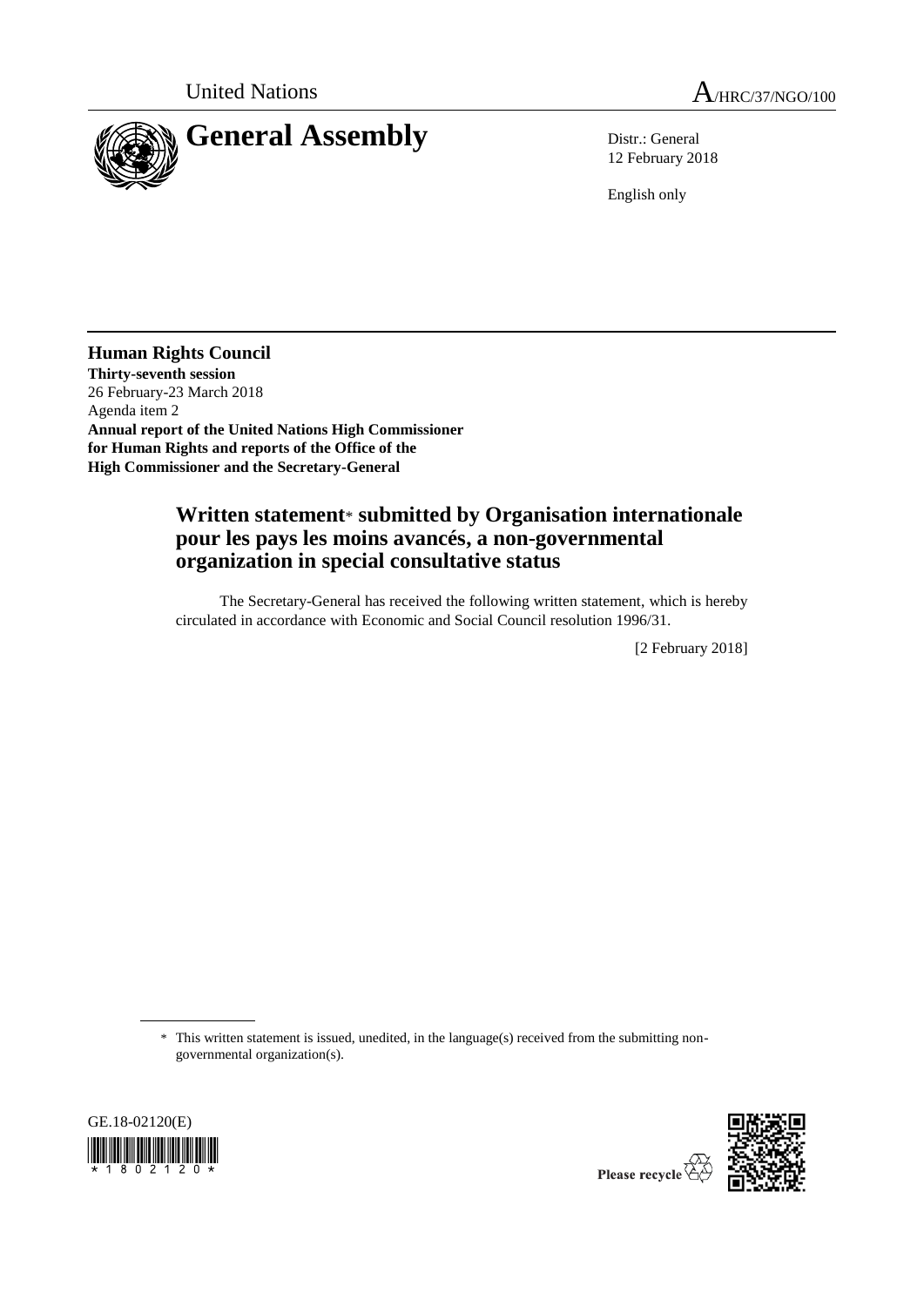United Nations

A/HRC/37/NGO/100

# General Assembly

Distr.: General
12 February 2018

English only

**Human Rights Council**
**Thirty-seventh session**
26 February-23 March 2018
Agenda item 2
**Annual report of the United Nations High Commissioner for Human Rights and reports of the Office of the High Commissioner and the Secretary-General**

## Written statement* submitted by Organisation internationale pour les pays les moins avancés, a non-governmental organization in special consultative status

The Secretary-General has received the following written statement, which is hereby circulated in accordance with Economic and Social Council resolution 1996/31.

[2 February 2018]

---

\* This written statement is issued, unedited, in the language(s) received from the submitting non-governmental organization(s).

GE.18-02120(E)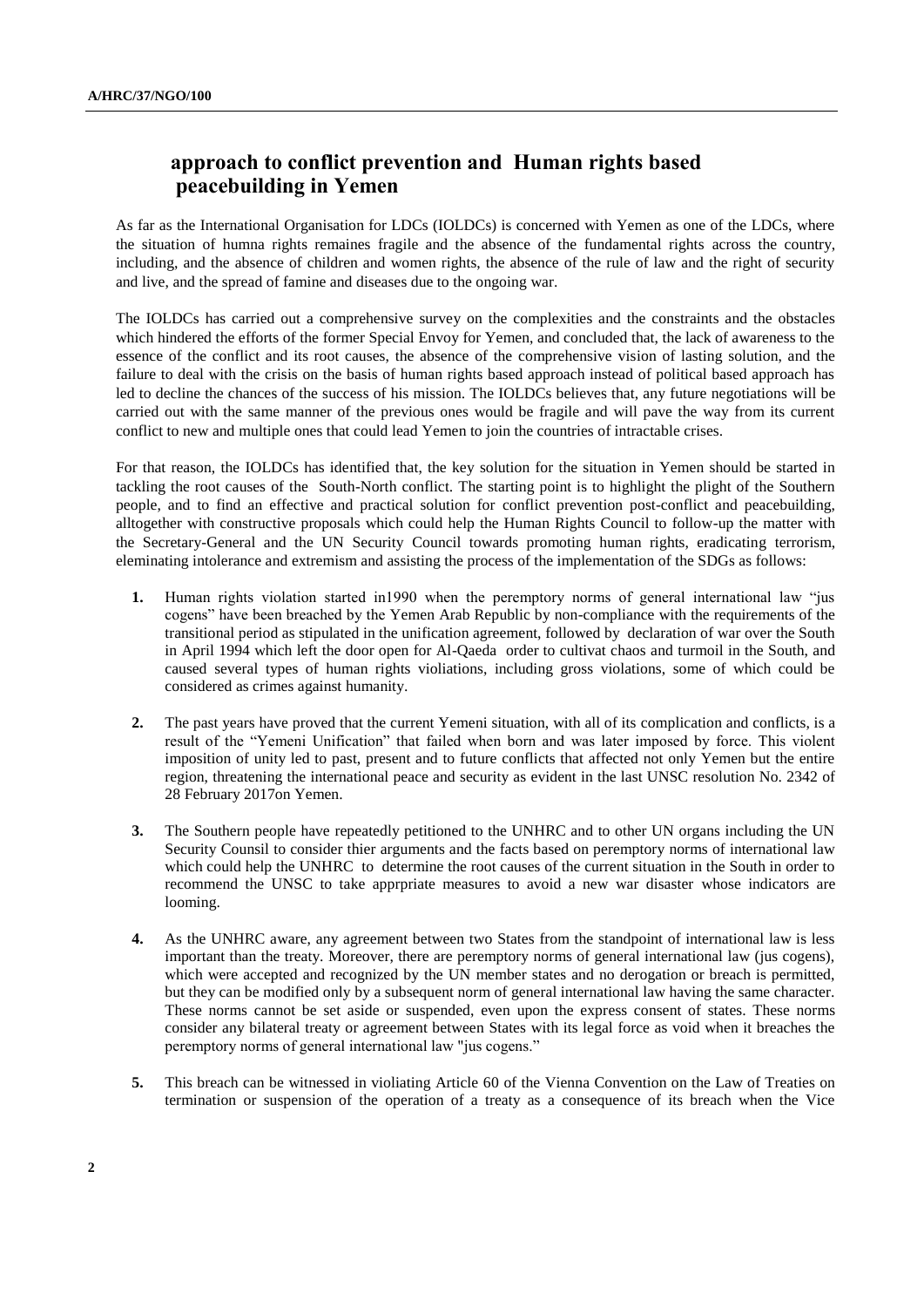## approach to conflict prevention and Human rights based peacebuilding in Yemen

As far as the International Organisation for LDCs (IOLDCs) is concerned with Yemen as one of the LDCs, where the situation of humna rights remaines fragile and the absence of the fundamental rights across the country, including, and the absence of children and women rights, the absence of the rule of law and the right of security and live, and the spread of famine and diseases due to the ongoing war.

The IOLDCs has carried out a comprehensive survey on the complexities and the constraints and the obstacles which hindered the efforts of the former Special Envoy for Yemen, and concluded that, the lack of awareness to the essence of the conflict and its root causes, the absence of the comprehensive vision of lasting solution, and the failure to deal with the crisis on the basis of human rights based approach instead of political based approach has led to decline the chances of the success of his mission. The IOLDCs believes that, any future negotiations will be carried out with the same manner of the previous ones would be fragile and will pave the way from its current conflict to new and multiple ones that could lead Yemen to join the countries of intractable crises.

For that reason, the IOLDCs has identified that, the key solution for the situation in Yemen should be started in tackling the root causes of the South-North conflict. The starting point is to highlight the plight of the Southern people, and to find an effective and practical solution for conflict prevention post-conflict and peacebuilding, alltogether with constructive proposals which could help the Human Rights Council to follow-up the matter with the Secretary-General and the UN Security Council towards promoting human rights, eradicating terrorism, eleminating intolerance and extremism and assisting the process of the implementation of the SDGs as follows:

1. Human rights violation started in1990 when the peremptory norms of general international law "jus cogens" have been breached by the Yemen Arab Republic by non-compliance with the requirements of the transitional period as stipulated in the unification agreement, followed by declaration of war over the South in April 1994 which left the door open for Al-Qaeda order to cultivat chaos and turmoil in the South, and caused several types of human rights violiations, including gross violations, some of which could be considered as crimes against humanity.

2. The past years have proved that the current Yemeni situation, with all of its complication and conflicts, is a result of the "Yemeni Unification" that failed when born and was later imposed by force. This violent imposition of unity led to past, present and to future conflicts that affected not only Yemen but the entire region, threatening the international peace and security as evident in the last UNSC resolution No. 2342 of 28 February 2017on Yemen.

3. The Southern people have repeatedly petitioned to the UNHRC and to other UN organs including the UN Security Counsil to consider thier arguments and the facts based on peremptory norms of international law which could help the UNHRC to determine the root causes of the current situation in the South in order to recommend the UNSC to take apprpriate measures to avoid a new war disaster whose indicators are looming.

4. As the UNHRC aware, any agreement between two States from the standpoint of international law is less important than the treaty. Moreover, there are peremptory norms of general international law (jus cogens), which were accepted and recognized by the UN member states and no derogation or breach is permitted, but they can be modified only by a subsequent norm of general international law having the same character. These norms cannot be set aside or suspended, even upon the express consent of states. These norms consider any bilateral treaty or agreement between States with its legal force as void when it breaches the peremptory norms of general international law "jus cogens."

5. This breach can be witnessed in violiating Article 60 of the Vienna Convention on the Law of Treaties on termination or suspension of the operation of a treaty as a consequence of its breach when the Vice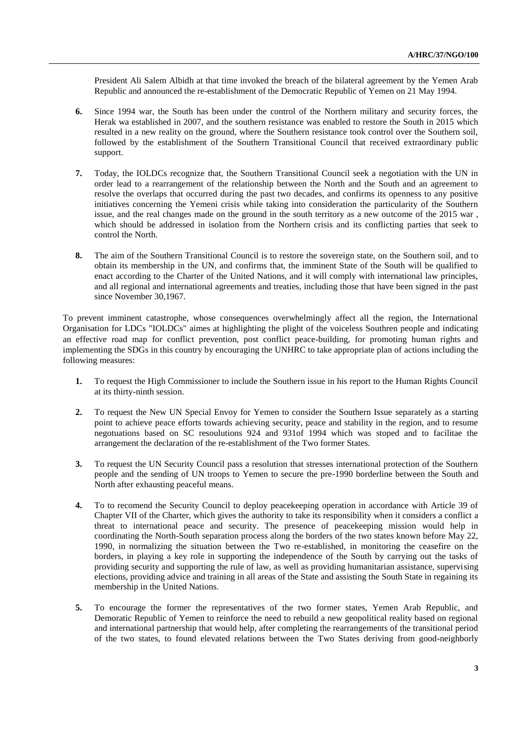President Ali Salem Albidh at that time invoked the breach of the bilateral agreement by the Yemen Arab Republic and announced the re-establishment of the Democratic Republic of Yemen on 21 May 1994.

**6.** Since 1994 war, the South has been under the control of the Northern military and security forces, the Herak wa established in 2007, and the southern resistance was enabled to restore the South in 2015 which resulted in a new reality on the ground, where the Southern resistance took control over the Southern soil, followed by the establishment of the Southern Transitional Council that received extraordinary public support.

**7.** Today, the IOLDCs recognize that, the Southern Transitional Council seek a negotiation with the UN in order lead to a rearrangement of the relationship between the North and the South and an agreement to resolve the overlaps that occurred during the past two decades, and confirms its openness to any positive initiatives concerning the Yemeni crisis while taking into consideration the particularity of the Southern issue, and the real changes made on the ground in the south territory as a new outcome of the 2015 war , which should be addressed in isolation from the Northern crisis and its conflicting parties that seek to control the North.

**8.** The aim of the Southern Transitional Council is to restore the sovereign state, on the Southern soil, and to obtain its membership in the UN, and confirms that, the imminent State of the South will be qualified to enact according to the Charter of the United Nations, and it will comply with international law principles, and all regional and international agreements and treaties, including those that have been signed in the past since November 30,1967.

To prevent imminent catastrophe, whose consequences overwhelmingly affect all the region, the International Organisation for LDCs "IOLDCs" aimes at highlighting the plight of the voiceless Southren people and indicating an effective road map for conflict prevention, post conflict peace-building, for promoting human rights and implementing the SDGs in this country by encouraging the UNHRC to take appropriate plan of actions including the following measures:

**1.** To request the High Commissioner to include the Southern issue in his report to the Human Rights Council at its thirty-ninth session.

**2.** To request the New UN Special Envoy for Yemen to consider the Southern Issue separately as a starting point to achieve peace efforts towards achieving security, peace and stability in the region, and to resume negotuations based on SC resoulutions 924 and 931of 1994 which was stoped and to facilitae the arrangement the declaration of the re-establishment of the Two former States.

**3.** To request the UN Security Council pass a resolution that stresses international protection of the Southern people and the sending of UN troops to Yemen to secure the pre-1990 borderline between the South and North after exhausting peaceful means.

**4.** To to recomend the Security Council to deploy peacekeeping operation in accordance with Article 39 of Chapter VII of the Charter, which gives the authority to take its responsibility when it considers a conflict a threat to international peace and security. The presence of peacekeeping mission would help in coordinating the North-South separation process along the borders of the two states known before May 22, 1990, in normalizing the situation between the Two re-established, in monitoring the ceasefire on the borders, in playing a key role in supporting the independence of the South by carrying out the tasks of providing security and supporting the rule of law, as well as providing humanitarian assistance, supervising elections, providing advice and training in all areas of the State and assisting the South State in regaining its membership in the United Nations.

**5.** To encourage the former the representatives of the two former states, Yemen Arab Republic, and Demoratic Republic of Yemen to reinforce the need to rebuild a new geopolitical reality based on regional and international partnership that would help, after completing the rearrangements of the transitional period of the two states, to found elevated relations between the Two States deriving from good-neighborly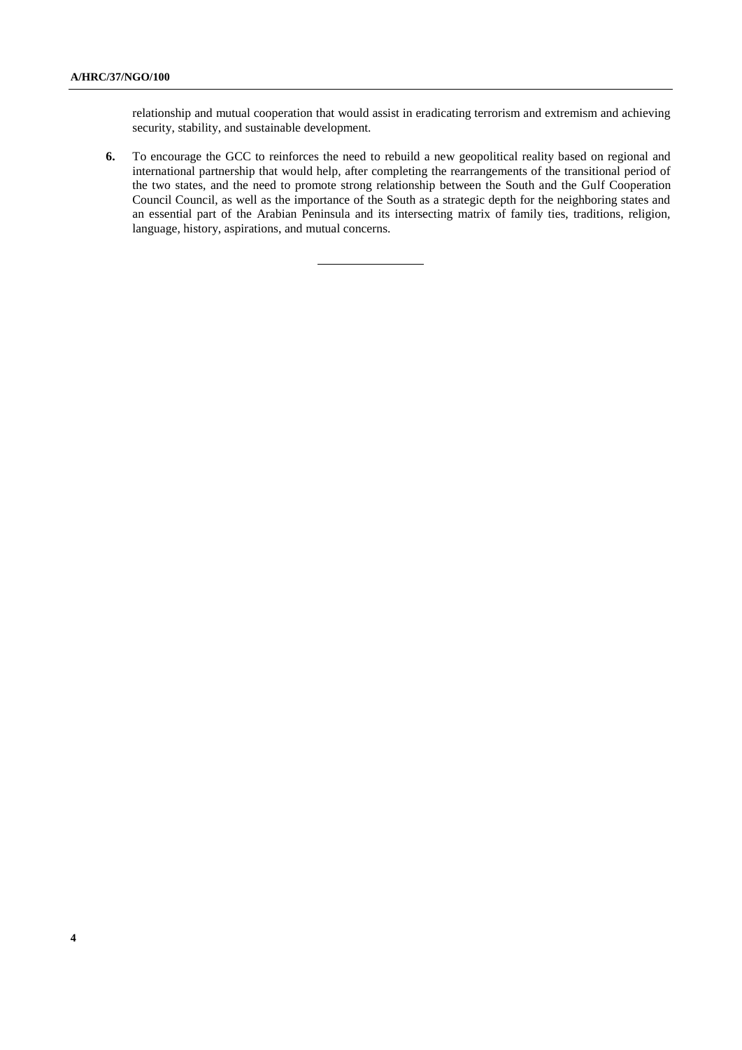relationship and mutual cooperation that would assist in eradicating terrorism and extremism and achieving security, stability, and sustainable development.

**6.** To encourage the GCC to reinforces the need to rebuild a new geopolitical reality based on regional and international partnership that would help, after completing the rearrangements of the transitional period of the two states, and the need to promote strong relationship between the South and the Gulf Cooperation Council Council, as well as the importance of the South as a strategic depth for the neighboring states and an essential part of the Arabian Peninsula and its intersecting matrix of family ties, traditions, religion, language, history, aspirations, and mutual concerns.